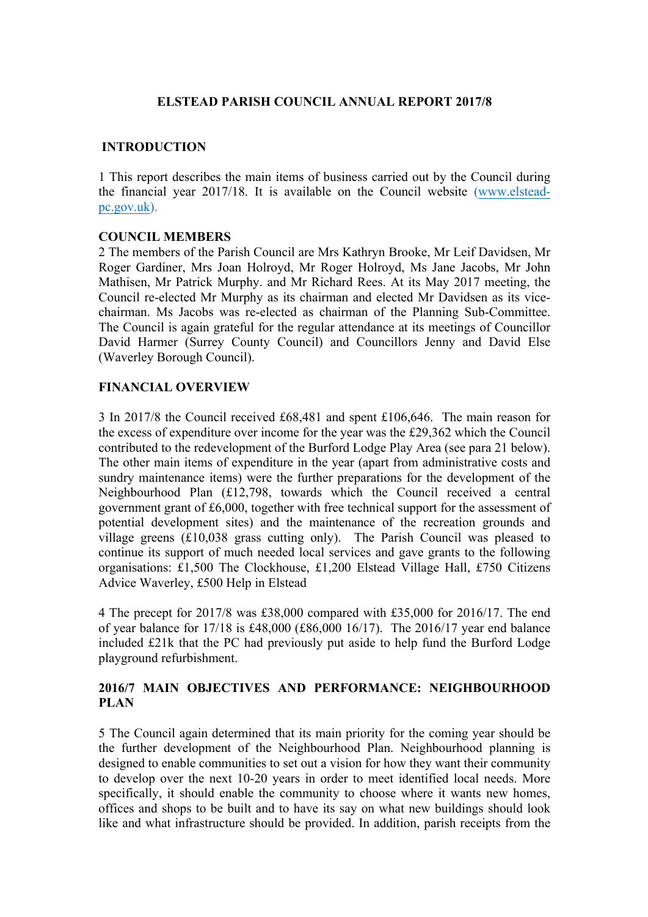**ELSTEAD PARISH COUNCIL ANNUAL REPORT 2017/8**

**INTRODUCTION**

1 This report describes the main items of business carried out by the Council during the financial year 2017/18. It is available on the Council website (www.elstead-pc.gov.uk).

**COUNCIL MEMBERS**

2 The members of the Parish Council are Mrs Kathryn Brooke, Mr Leif Davidsen, Mr Roger Gardiner, Mrs Joan Holroyd, Mr Roger Holroyd, Ms Jane Jacobs, Mr John Mathisen, Mr Patrick Murphy. and Mr Richard Rees. At its May 2017 meeting, the Council re-elected Mr Murphy as its chairman and elected Mr Davidsen as its vice-chairman. Ms Jacobs was re-elected as chairman of the Planning Sub-Committee. The Council is again grateful for the regular attendance at its meetings of Councillor David Harmer (Surrey County Council) and Councillors Jenny and David Else (Waverley Borough Council).

**FINANCIAL OVERVIEW**

3 In 2017/8 the Council received £68,481 and spent £106,646. The main reason for the excess of expenditure over income for the year was the £29,362 which the Council contributed to the redevelopment of the Burford Lodge Play Area (see para 21 below). The other main items of expenditure in the year (apart from administrative costs and sundry maintenance items) were the further preparations for the development of the Neighbourhood Plan (£12,798, towards which the Council received a central government grant of £6,000, together with free technical support for the assessment of potential development sites) and the maintenance of the recreation grounds and village greens (£10,038 grass cutting only). The Parish Council was pleased to continue its support of much needed local services and gave grants to the following organisations: £1,500 The Clockhouse, £1,200 Elstead Village Hall, £750 Citizens Advice Waverley, £500 Help in Elstead

4 The precept for 2017/8 was £38,000 compared with £35,000 for 2016/17. The end of year balance for 17/18 is £48,000 (£86,000 16/17). The 2016/17 year end balance included £21k that the PC had previously put aside to help fund the Burford Lodge playground refurbishment.

**2016/7 MAIN OBJECTIVES AND PERFORMANCE: NEIGHBOURHOOD PLAN**

5 The Council again determined that its main priority for the coming year should be the further development of the Neighbourhood Plan. Neighbourhood planning is designed to enable communities to set out a vision for how they want their community to develop over the next 10-20 years in order to meet identified local needs. More specifically, it should enable the community to choose where it wants new homes, offices and shops to be built and to have its say on what new buildings should look like and what infrastructure should be provided. In addition, parish receipts from the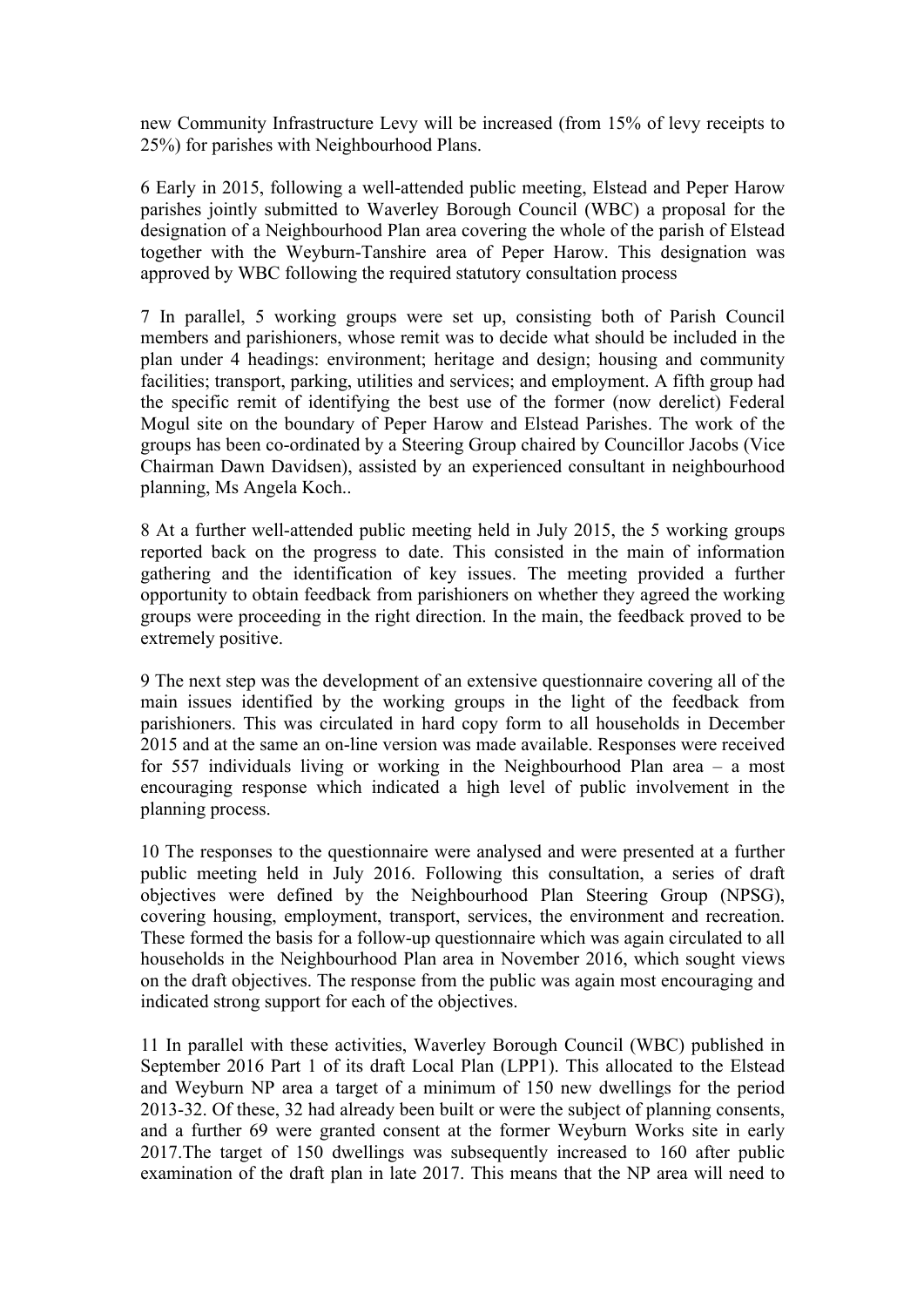new Community Infrastructure Levy will be increased (from 15% of levy receipts to 25%) for parishes with Neighbourhood Plans.

6 Early in 2015, following a well-attended public meeting, Elstead and Peper Harow parishes jointly submitted to Waverley Borough Council (WBC) a proposal for the designation of a Neighbourhood Plan area covering the whole of the parish of Elstead together with the Weyburn-Tanshire area of Peper Harow. This designation was approved by WBC following the required statutory consultation process

7 In parallel, 5 working groups were set up, consisting both of Parish Council members and parishioners, whose remit was to decide what should be included in the plan under 4 headings: environment; heritage and design; housing and community facilities; transport, parking, utilities and services; and employment. A fifth group had the specific remit of identifying the best use of the former (now derelict) Federal Mogul site on the boundary of Peper Harow and Elstead Parishes. The work of the groups has been co-ordinated by a Steering Group chaired by Councillor Jacobs (Vice Chairman Dawn Davidsen), assisted by an experienced consultant in neighbourhood planning, Ms Angela Koch..

8 At a further well-attended public meeting held in July 2015, the 5 working groups reported back on the progress to date. This consisted in the main of information gathering and the identification of key issues. The meeting provided a further opportunity to obtain feedback from parishioners on whether they agreed the working groups were proceeding in the right direction. In the main, the feedback proved to be extremely positive.

9 The next step was the development of an extensive questionnaire covering all of the main issues identified by the working groups in the light of the feedback from parishioners. This was circulated in hard copy form to all households in December 2015 and at the same an on-line version was made available. Responses were received for 557 individuals living or working in the Neighbourhood Plan area – a most encouraging response which indicated a high level of public involvement in the planning process.

10 The responses to the questionnaire were analysed and were presented at a further public meeting held in July 2016. Following this consultation, a series of draft objectives were defined by the Neighbourhood Plan Steering Group (NPSG), covering housing, employment, transport, services, the environment and recreation. These formed the basis for a follow-up questionnaire which was again circulated to all households in the Neighbourhood Plan area in November 2016, which sought views on the draft objectives. The response from the public was again most encouraging and indicated strong support for each of the objectives.

11 In parallel with these activities, Waverley Borough Council (WBC) published in September 2016 Part 1 of its draft Local Plan (LPP1). This allocated to the Elstead and Weyburn NP area a target of a minimum of 150 new dwellings for the period 2013-32. Of these, 32 had already been built or were the subject of planning consents, and a further 69 were granted consent at the former Weyburn Works site in early 2017.The target of 150 dwellings was subsequently increased to 160 after public examination of the draft plan in late 2017. This means that the NP area will need to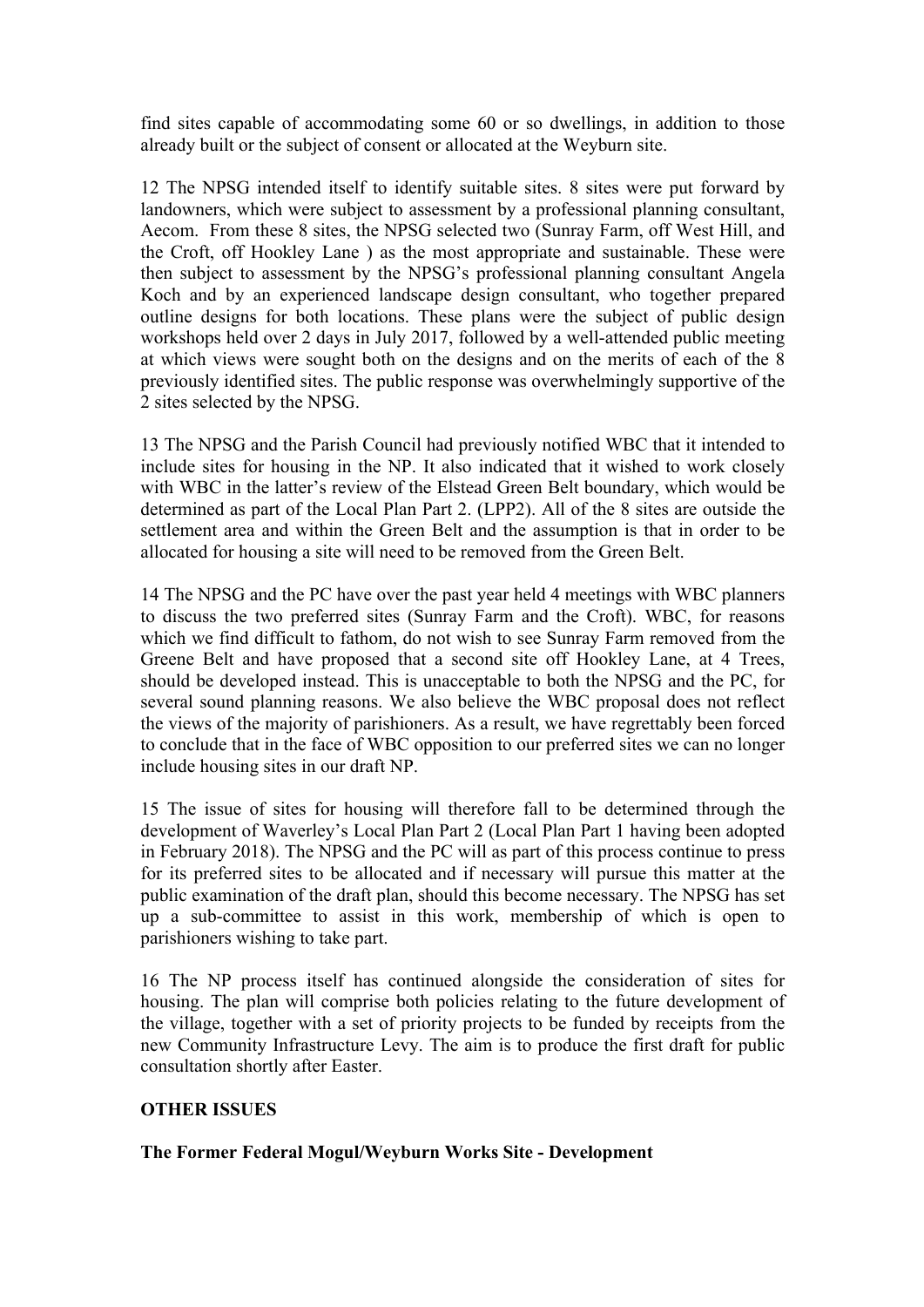find sites capable of accommodating some 60 or so dwellings, in addition to those already built or the subject of consent or allocated at the Weyburn site.

12 The NPSG intended itself to identify suitable sites. 8 sites were put forward by landowners, which were subject to assessment by a professional planning consultant, Aecom. From these 8 sites, the NPSG selected two (Sunray Farm, off West Hill, and the Croft, off Hookley Lane ) as the most appropriate and sustainable. These were then subject to assessment by the NPSG's professional planning consultant Angela Koch and by an experienced landscape design consultant, who together prepared outline designs for both locations. These plans were the subject of public design workshops held over 2 days in July 2017, followed by a well-attended public meeting at which views were sought both on the designs and on the merits of each of the 8 previously identified sites. The public response was overwhelmingly supportive of the 2 sites selected by the NPSG.

13 The NPSG and the Parish Council had previously notified WBC that it intended to include sites for housing in the NP. It also indicated that it wished to work closely with WBC in the latter's review of the Elstead Green Belt boundary, which would be determined as part of the Local Plan Part 2. (LPP2). All of the 8 sites are outside the settlement area and within the Green Belt and the assumption is that in order to be allocated for housing a site will need to be removed from the Green Belt.

14 The NPSG and the PC have over the past year held 4 meetings with WBC planners to discuss the two preferred sites (Sunray Farm and the Croft). WBC, for reasons which we find difficult to fathom, do not wish to see Sunray Farm removed from the Greene Belt and have proposed that a second site off Hookley Lane, at 4 Trees, should be developed instead. This is unacceptable to both the NPSG and the PC, for several sound planning reasons. We also believe the WBC proposal does not reflect the views of the majority of parishioners. As a result, we have regrettably been forced to conclude that in the face of WBC opposition to our preferred sites we can no longer include housing sites in our draft NP.

15 The issue of sites for housing will therefore fall to be determined through the development of Waverley's Local Plan Part 2 (Local Plan Part 1 having been adopted in February 2018). The NPSG and the PC will as part of this process continue to press for its preferred sites to be allocated and if necessary will pursue this matter at the public examination of the draft plan, should this become necessary. The NPSG has set up a sub-committee to assist in this work, membership of which is open to parishioners wishing to take part.

16 The NP process itself has continued alongside the consideration of sites for housing. The plan will comprise both policies relating to the future development of the village, together with a set of priority projects to be funded by receipts from the new Community Infrastructure Levy. The aim is to produce the first draft for public consultation shortly after Easter.

**OTHER ISSUES**

**The Former Federal Mogul/Weyburn Works Site - Development**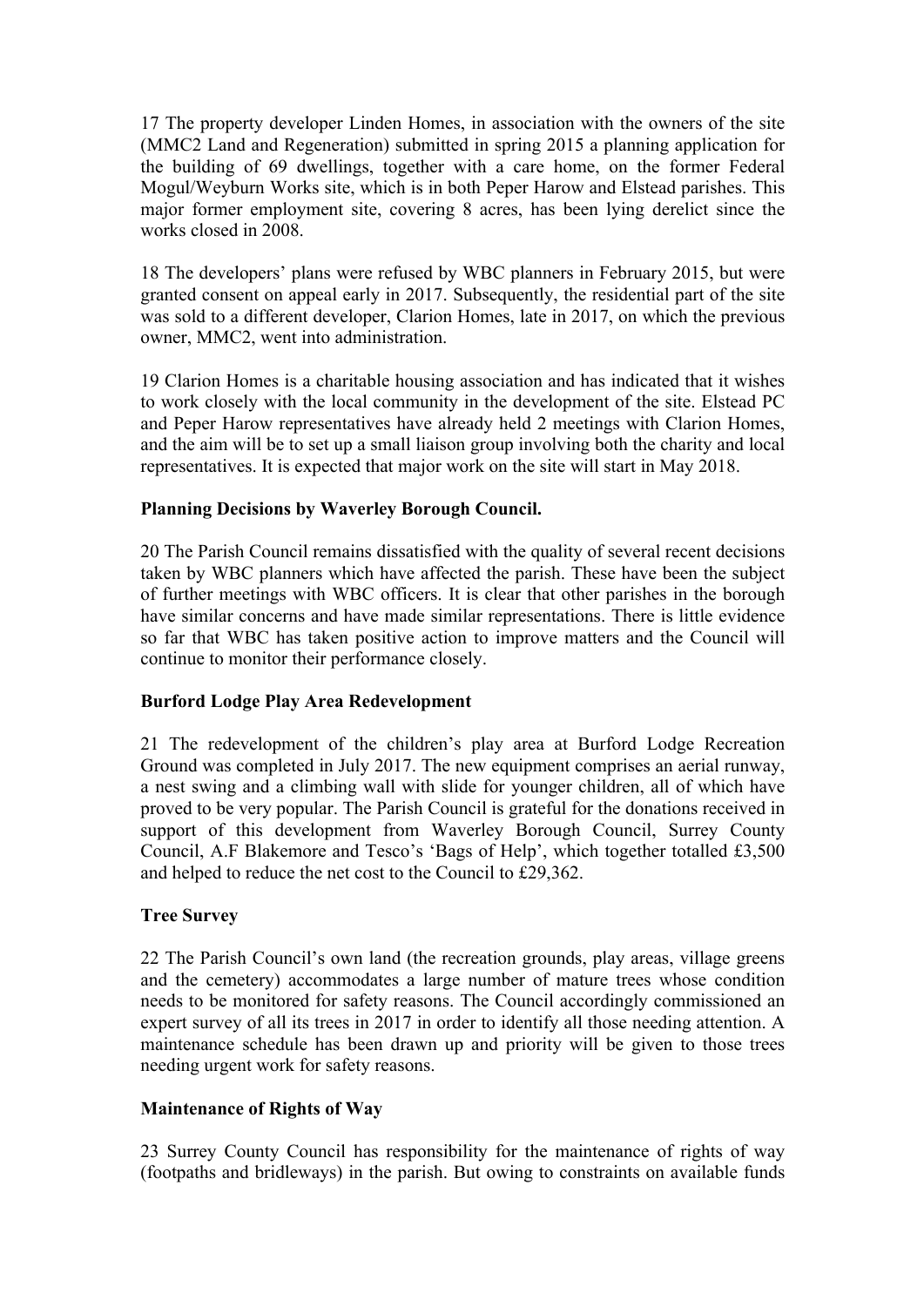17 The property developer Linden Homes, in association with the owners of the site (MMC2 Land and Regeneration) submitted in spring 2015 a planning application for the building of 69 dwellings, together with a care home, on the former Federal Mogul/Weyburn Works site, which is in both Peper Harow and Elstead parishes. This major former employment site, covering 8 acres, has been lying derelict since the works closed in 2008.

18 The developers' plans were refused by WBC planners in February 2015, but were granted consent on appeal early in 2017. Subsequently, the residential part of the site was sold to a different developer, Clarion Homes, late in 2017, on which the previous owner, MMC2, went into administration.

19 Clarion Homes is a charitable housing association and has indicated that it wishes to work closely with the local community in the development of the site. Elstead PC and Peper Harow representatives have already held 2 meetings with Clarion Homes, and the aim will be to set up a small liaison group involving both the charity and local representatives. It is expected that major work on the site will start in May 2018.

**Planning Decisions by Waverley Borough Council.**

20 The Parish Council remains dissatisfied with the quality of several recent decisions taken by WBC planners which have affected the parish. These have been the subject of further meetings with WBC officers. It is clear that other parishes in the borough have similar concerns and have made similar representations. There is little evidence so far that WBC has taken positive action to improve matters and the Council will continue to monitor their performance closely.

**Burford Lodge Play Area Redevelopment**

21 The redevelopment of the children's play area at Burford Lodge Recreation Ground was completed in July 2017. The new equipment comprises an aerial runway, a nest swing and a climbing wall with slide for younger children, all of which have proved to be very popular. The Parish Council is grateful for the donations received in support of this development from Waverley Borough Council, Surrey County Council, A.F Blakemore and Tesco's 'Bags of Help', which together totalled £3,500 and helped to reduce the net cost to the Council to £29,362.

**Tree Survey**

22 The Parish Council's own land (the recreation grounds, play areas, village greens and the cemetery) accommodates a large number of mature trees whose condition needs to be monitored for safety reasons. The Council accordingly commissioned an expert survey of all its trees in 2017 in order to identify all those needing attention. A maintenance schedule has been drawn up and priority will be given to those trees needing urgent work for safety reasons.

**Maintenance of Rights of Way**

23 Surrey County Council has responsibility for the maintenance of rights of way (footpaths and bridleways) in the parish. But owing to constraints on available funds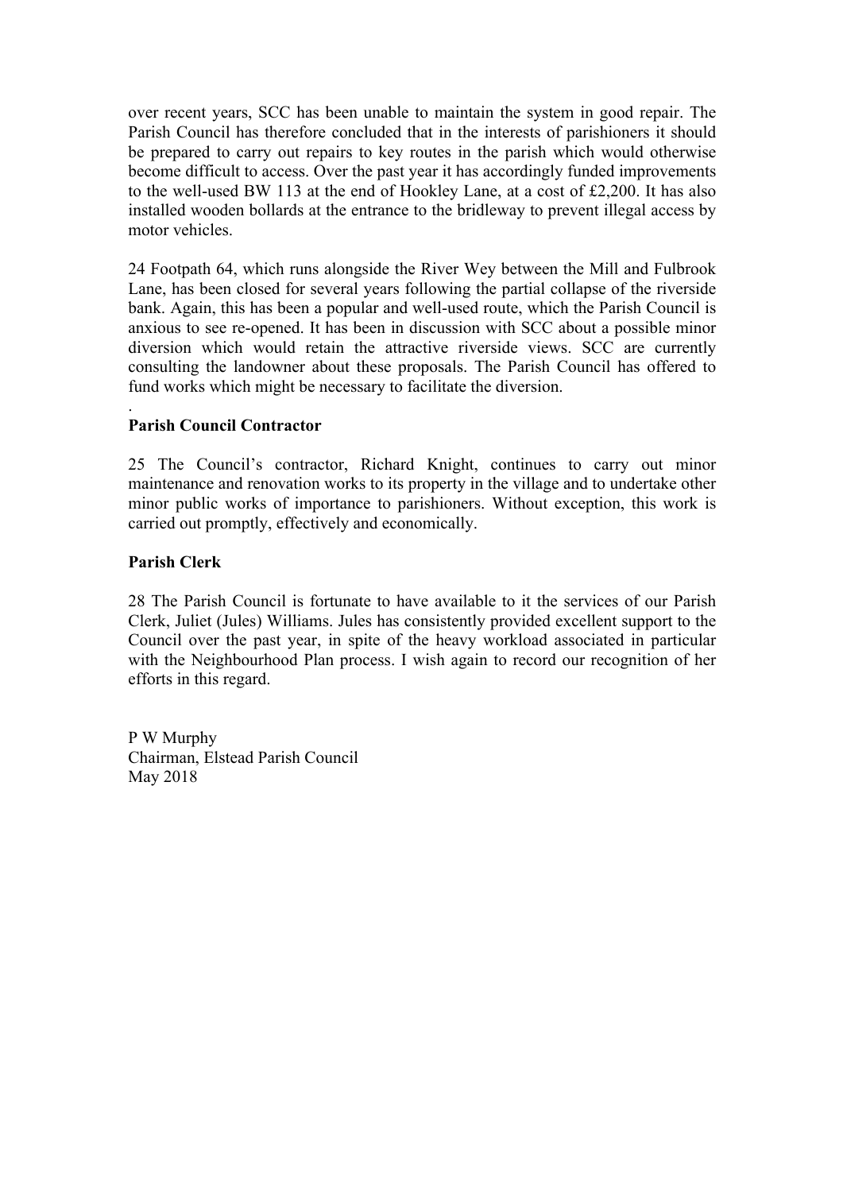over recent years, SCC has been unable to maintain the system in good repair. The Parish Council has therefore concluded that in the interests of parishioners it should be prepared to carry out repairs to key routes in the parish which would otherwise become difficult to access. Over the past year it has accordingly funded improvements to the well-used BW 113 at the end of Hookley Lane, at a cost of £2,200. It has also installed wooden bollards at the entrance to the bridleway to prevent illegal access by motor vehicles.

24 Footpath 64, which runs alongside the River Wey between the Mill and Fulbrook Lane, has been closed for several years following the partial collapse of the riverside bank. Again, this has been a popular and well-used route, which the Parish Council is anxious to see re-opened. It has been in discussion with SCC about a possible minor diversion which would retain the attractive riverside views. SCC are currently consulting the landowner about these proposals. The Parish Council has offered to fund works which might be necessary to facilitate the diversion.

.

**Parish Council Contractor**

25 The Council's contractor, Richard Knight, continues to carry out minor maintenance and renovation works to its property in the village and to undertake other minor public works of importance to parishioners. Without exception, this work is carried out promptly, effectively and economically.

**Parish Clerk**

28 The Parish Council is fortunate to have available to it the services of our Parish Clerk, Juliet (Jules) Williams. Jules has consistently provided excellent support to the Council over the past year, in spite of the heavy workload associated in particular with the Neighbourhood Plan process. I wish again to record our recognition of her efforts in this regard.

P W Murphy
Chairman, Elstead Parish Council
May 2018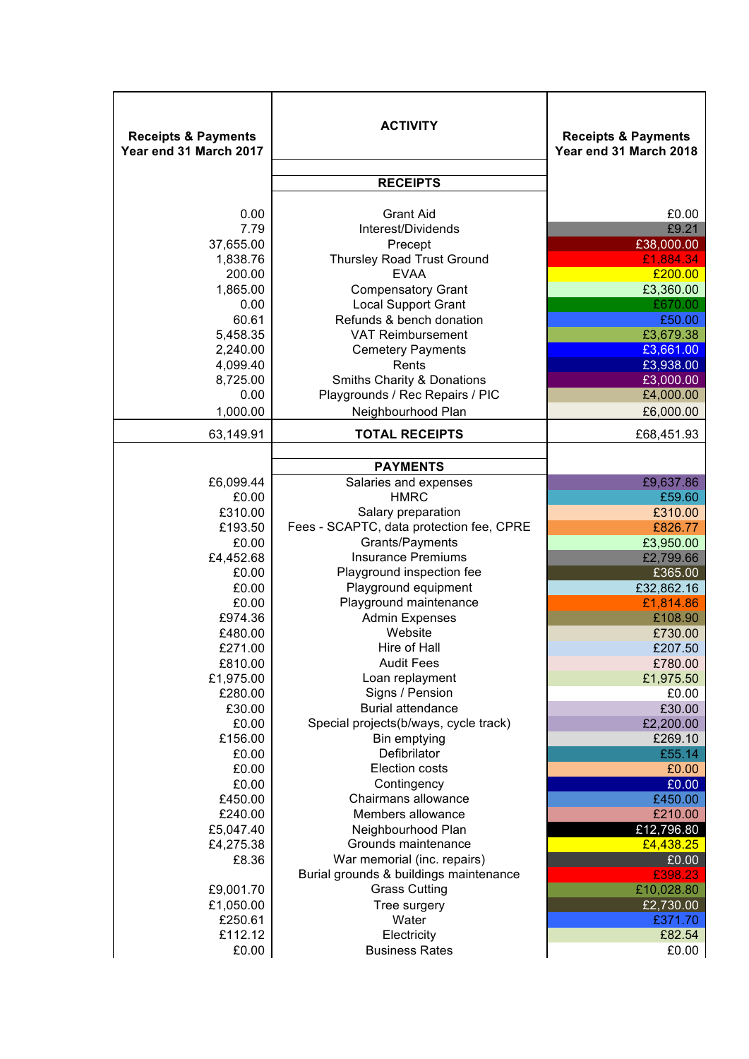| Receipts & Payments Year end 31 March 2017 | ACTIVITY | Receipts & Payments Year end 31 March 2018 |
|---|---|---|
| | **RECEIPTS** | |
| 0.00 | Grant Aid | £0.00 |
| 7.79 | Interest/Dividends | £9.21 |
| 37,655.00 | Precept | £38,000.00 |
| 1,838.76 | Thursley Road Trust Ground | £1,884.34 |
| 200.00 | EVAA | £200.00 |
| 1,865.00 | Compensatory Grant | £3,360.00 |
| 0.00 | Local Support Grant | £670.00 |
| 60.61 | Refunds & bench donation | £50.00 |
| 5,458.35 | VAT Reimbursement | £3,679.38 |
| 2,240.00 | Cemetery Payments | £3,661.00 |
| 4,099.40 | Rents | £3,938.00 |
| 8,725.00 | Smiths Charity & Donations | £3,000.00 |
| 0.00 | Playgrounds / Rec Repairs / PIC | £4,000.00 |
| 1,000.00 | Neighbourhood Plan | £6,000.00 |
| 63,149.91 | **TOTAL RECEIPTS** | £68,451.93 |
| | **PAYMENTS** | |
| £6,099.44 | Salaries and expenses | £9,637.86 |
| £0.00 | HMRC | £59.60 |
| £310.00 | Salary preparation | £310.00 |
| £193.50 | Fees - SCAPTC, data protection fee, CPRE | £826.77 |
| £0.00 | Grants/Payments | £3,950.00 |
| £4,452.68 | Insurance Premiums | £2,799.66 |
| £0.00 | Playground inspection fee | £365.00 |
| £0.00 | Playground equipment | £32,862.16 |
| £0.00 | Playground maintenance | £1,814.86 |
| £974.36 | Admin Expenses | £108.90 |
| £480.00 | Website | £730.00 |
| £271.00 | Hire of Hall | £207.50 |
| £810.00 | Audit Fees | £780.00 |
| £1,975.00 | Loan replayment | £1,975.50 |
| £280.00 | Signs / Pension | £0.00 |
| £30.00 | Burial attendance | £30.00 |
| £0.00 | Special projects(b/ways, cycle track) | £2,200.00 |
| £156.00 | Bin emptying | £269.10 |
| £0.00 | Defibrilator | £55.14 |
| £0.00 | Election costs | £0.00 |
| £0.00 | Contingency | £0.00 |
| £450.00 | Chairmans allowance | £450.00 |
| £240.00 | Members allowance | £210.00 |
| £5,047.40 | Neighbourhood Plan | £12,796.80 |
| £4,275.38 | Grounds maintenance | £4,438.25 |
| £8.36 | War memorial (inc. repairs) | £0.00 |
| | Burial grounds & buildings maintenance | £398.23 |
| £9,001.70 | Grass Cutting | £10,028.80 |
| £1,050.00 | Tree surgery | £2,730.00 |
| £250.61 | Water | £371.70 |
| £112.12 | Electricity | £82.54 |
| £0.00 | Business Rates | £0.00 |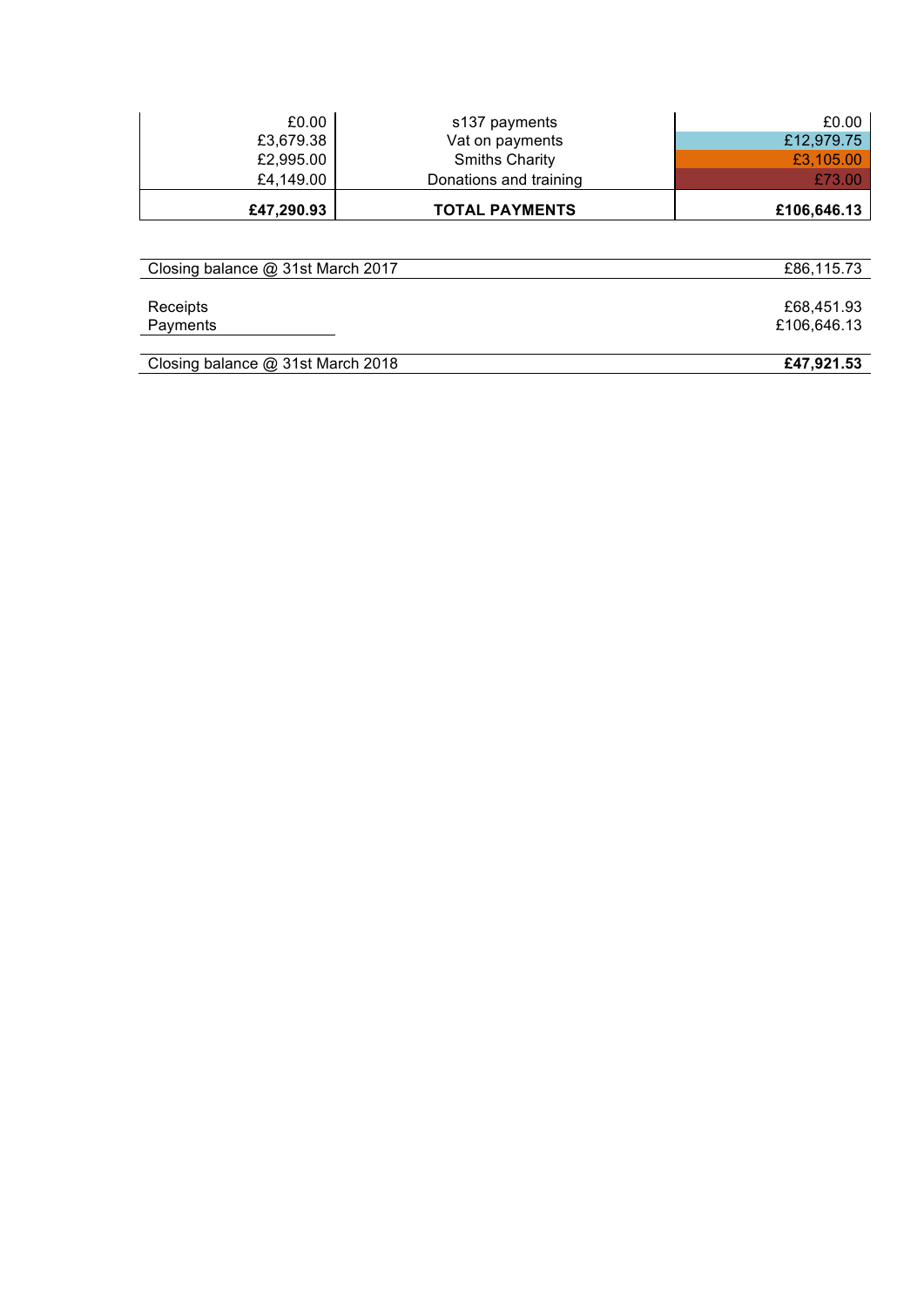| | | |
|---|---|---|
| £0.00 | s137 payments | £0.00 |
| £3,679.38 | Vat on payments | £12,979.75 |
| £2,995.00 | Smiths Charity | £3,105.00 |
| £4,149.00 | Donations and training | £73.00 |
| **£47,290.93** | **TOTAL PAYMENTS** | **£106,646.13** |

| | |
|---|---|
| Closing balance @ 31st March 2017 | £86,115.73 |
| Receipts | £68,451.93 |
| Payments | £106,646.13 |
| Closing balance @ 31st March 2018 | **£47,921.53** |